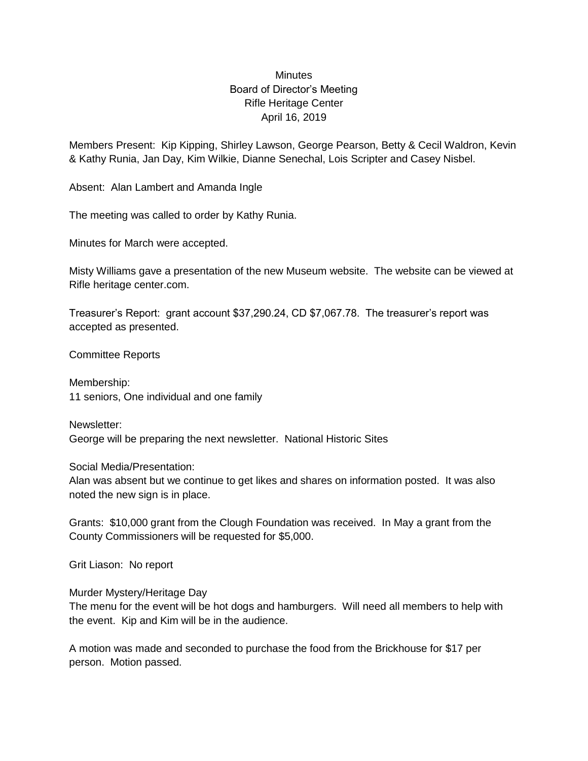# Minutes
## Board of Director's Meeting
## Rifle Heritage Center
## April 16, 2019

Members Present: Kip Kipping, Shirley Lawson, George Pearson, Betty & Cecil Waldron, Kevin & Kathy Runia, Jan Day, Kim Wilkie, Dianne Senechal, Lois Scripter and Casey Nisbel.

Absent: Alan Lambert and Amanda Ingle

The meeting was called to order by Kathy Runia.

Minutes for March were accepted.

Misty Williams gave a presentation of the new Museum website. The website can be viewed at Rifle heritage center.com.

Treasurer's Report: grant account $37,290.24, CD $7,067.78. The treasurer's report was accepted as presented.

Committee Reports

Membership:
11 seniors, One individual and one family

Newsletter:
George will be preparing the next newsletter. National Historic Sites

Social Media/Presentation:
Alan was absent but we continue to get likes and shares on information posted. It was also noted the new sign is in place.

Grants: $10,000 grant from the Clough Foundation was received. In May a grant from the County Commissioners will be requested for $5,000.

Grit Liason: No report

Murder Mystery/Heritage Day
The menu for the event will be hot dogs and hamburgers. Will need all members to help with the event. Kip and Kim will be in the audience.

A motion was made and seconded to purchase the food from the Brickhouse for $17 per person. Motion passed.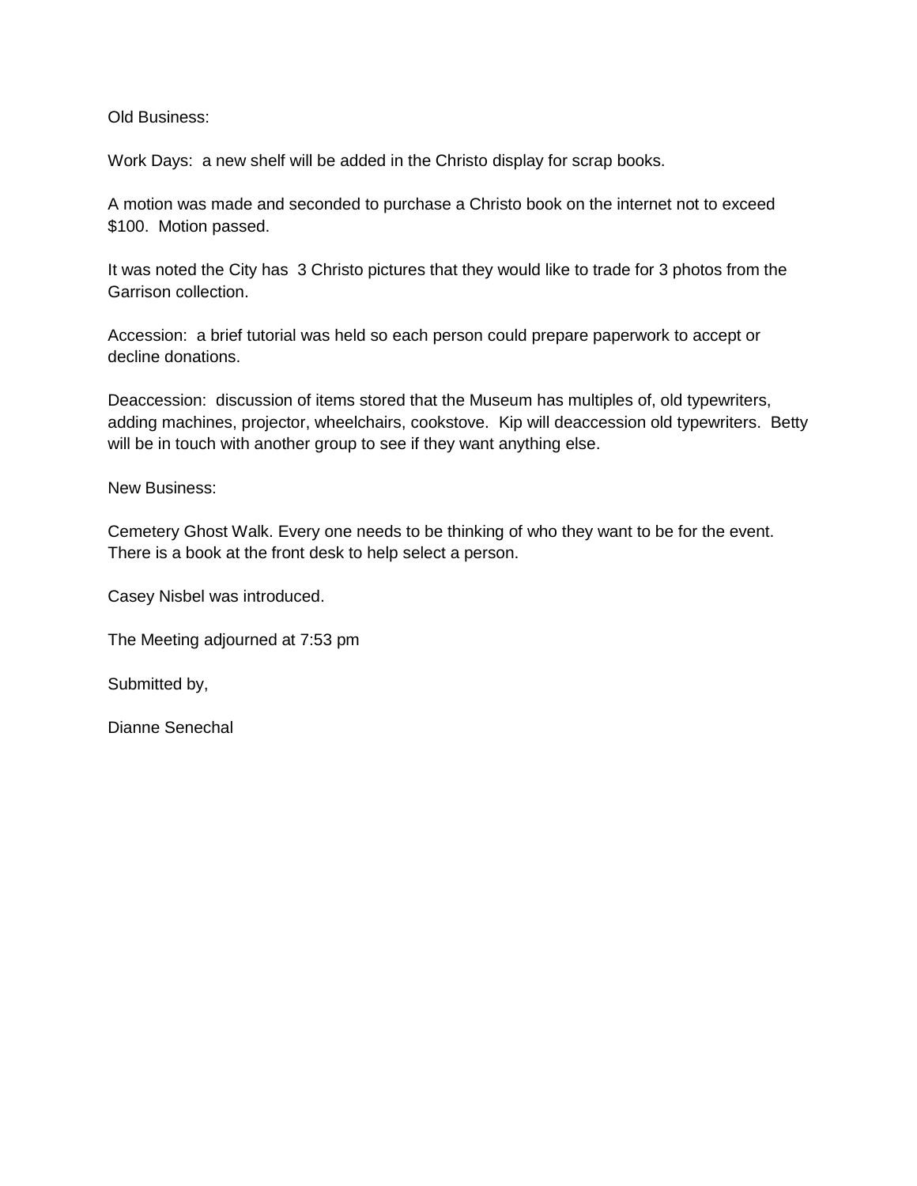Old Business:

Work Days: a new shelf will be added in the Christo display for scrap books.

A motion was made and seconded to purchase a Christo book on the internet not to exceed $100. Motion passed.

It was noted the City has 3 Christo pictures that they would like to trade for 3 photos from the Garrison collection.

Accession: a brief tutorial was held so each person could prepare paperwork to accept or decline donations.

Deaccession: discussion of items stored that the Museum has multiples of, old typewriters, adding machines, projector, wheelchairs, cookstove. Kip will deaccession old typewriters. Betty will be in touch with another group to see if they want anything else.

New Business:

Cemetery Ghost Walk. Every one needs to be thinking of who they want to be for the event. There is a book at the front desk to help select a person.

Casey Nisbel was introduced.

The Meeting adjourned at 7:53 pm

Submitted by,

Dianne Senechal